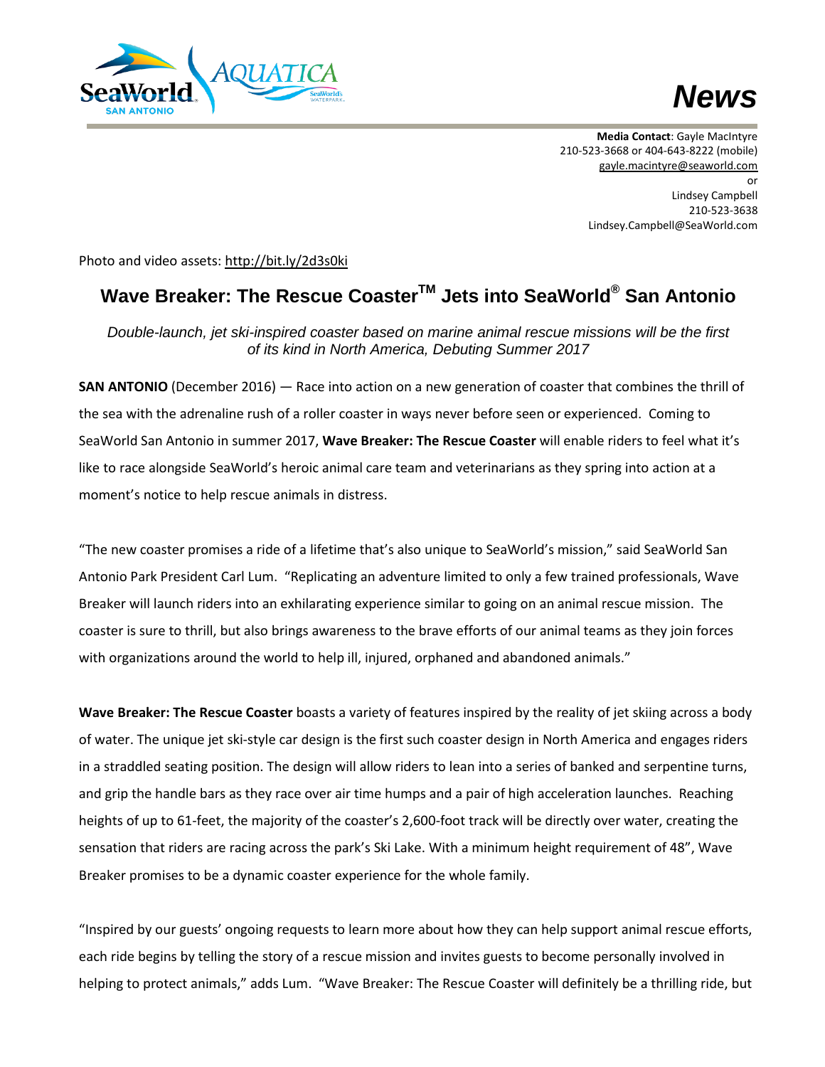# News

**Media Contact**: Gayle MacIntyre
210-523-3668 or 404-643-8222 (mobile)
gayle.macintyre@seaworld.com
or
Lindsey Campbell
210-523-3638
Lindsey.Campbell@SeaWorld.com

Photo and video assets: http://bit.ly/2d3s0ki

## Wave Breaker: The Rescue Coaster™ Jets into SeaWorld® San Antonio

*Double-launch, jet ski-inspired coaster based on marine animal rescue missions will be the first of its kind in North America, Debuting Summer 2017*

**SAN ANTONIO** (December 2016) — Race into action on a new generation of coaster that combines the thrill of the sea with the adrenaline rush of a roller coaster in ways never before seen or experienced. Coming to SeaWorld San Antonio in summer 2017, **Wave Breaker: The Rescue Coaster** will enable riders to feel what it's like to race alongside SeaWorld's heroic animal care team and veterinarians as they spring into action at a moment's notice to help rescue animals in distress.

"The new coaster promises a ride of a lifetime that's also unique to SeaWorld's mission," said SeaWorld San Antonio Park President Carl Lum. "Replicating an adventure limited to only a few trained professionals, Wave Breaker will launch riders into an exhilarating experience similar to going on an animal rescue mission. The coaster is sure to thrill, but also brings awareness to the brave efforts of our animal teams as they join forces with organizations around the world to help ill, injured, orphaned and abandoned animals."

**Wave Breaker: The Rescue Coaster** boasts a variety of features inspired by the reality of jet skiing across a body of water. The unique jet ski-style car design is the first such coaster design in North America and engages riders in a straddled seating position. The design will allow riders to lean into a series of banked and serpentine turns, and grip the handle bars as they race over air time humps and a pair of high acceleration launches. Reaching heights of up to 61-feet, the majority of the coaster's 2,600-foot track will be directly over water, creating the sensation that riders are racing across the park's Ski Lake. With a minimum height requirement of 48", Wave Breaker promises to be a dynamic coaster experience for the whole family.

"Inspired by our guests' ongoing requests to learn more about how they can help support animal rescue efforts, each ride begins by telling the story of a rescue mission and invites guests to become personally involved in helping to protect animals," adds Lum. "Wave Breaker: The Rescue Coaster will definitely be a thrilling ride, but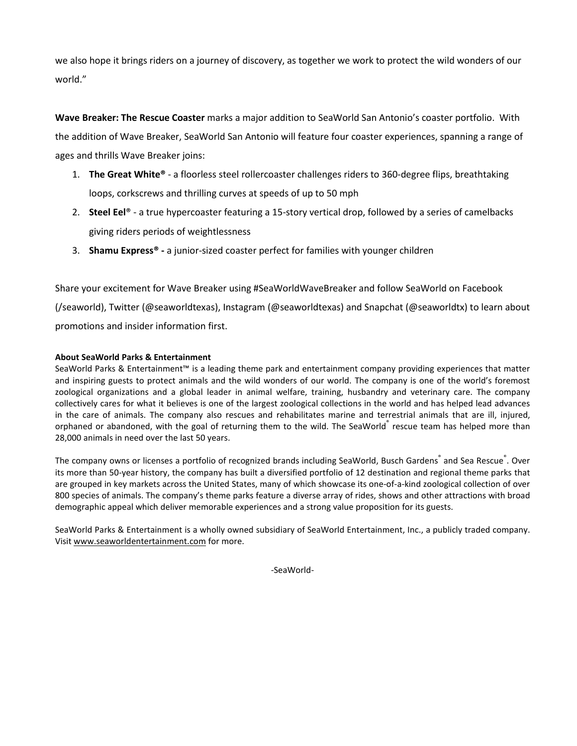we also hope it brings riders on a journey of discovery, as together we work to protect the wild wonders of our world."

**Wave Breaker: The Rescue Coaster** marks a major addition to SeaWorld San Antonio's coaster portfolio. With the addition of Wave Breaker, SeaWorld San Antonio will feature four coaster experiences, spanning a range of ages and thrills Wave Breaker joins:

1. **The Great White®** - a floorless steel rollercoaster challenges riders to 360-degree flips, breathtaking loops, corkscrews and thrilling curves at speeds of up to 50 mph
2. **Steel Eel®** - a true hypercoaster featuring a 15-story vertical drop, followed by a series of camelbacks giving riders periods of weightlessness
3. **Shamu Express® -** a junior-sized coaster perfect for families with younger children

Share your excitement for Wave Breaker using #SeaWorldWaveBreaker and follow SeaWorld on Facebook (/seaworld), Twitter (@seaworldtexas), Instagram (@seaworldtexas) and Snapchat (@seaworldtx) to learn about promotions and insider information first.

**About SeaWorld Parks & Entertainment**

SeaWorld Parks & Entertainment™ is a leading theme park and entertainment company providing experiences that matter and inspiring guests to protect animals and the wild wonders of our world. The company is one of the world's foremost zoological organizations and a global leader in animal welfare, training, husbandry and veterinary care. The company collectively cares for what it believes is one of the largest zoological collections in the world and has helped lead advances in the care of animals. The company also rescues and rehabilitates marine and terrestrial animals that are ill, injured, orphaned or abandoned, with the goal of returning them to the wild. The SeaWorld® rescue team has helped more than 28,000 animals in need over the last 50 years.

The company owns or licenses a portfolio of recognized brands including SeaWorld, Busch Gardens® and Sea Rescue®. Over its more than 50-year history, the company has built a diversified portfolio of 12 destination and regional theme parks that are grouped in key markets across the United States, many of which showcase its one-of-a-kind zoological collection of over 800 species of animals. The company's theme parks feature a diverse array of rides, shows and other attractions with broad demographic appeal which deliver memorable experiences and a strong value proposition for its guests.

SeaWorld Parks & Entertainment is a wholly owned subsidiary of SeaWorld Entertainment, Inc., a publicly traded company. Visit www.seaworldentertainment.com for more.

-SeaWorld-